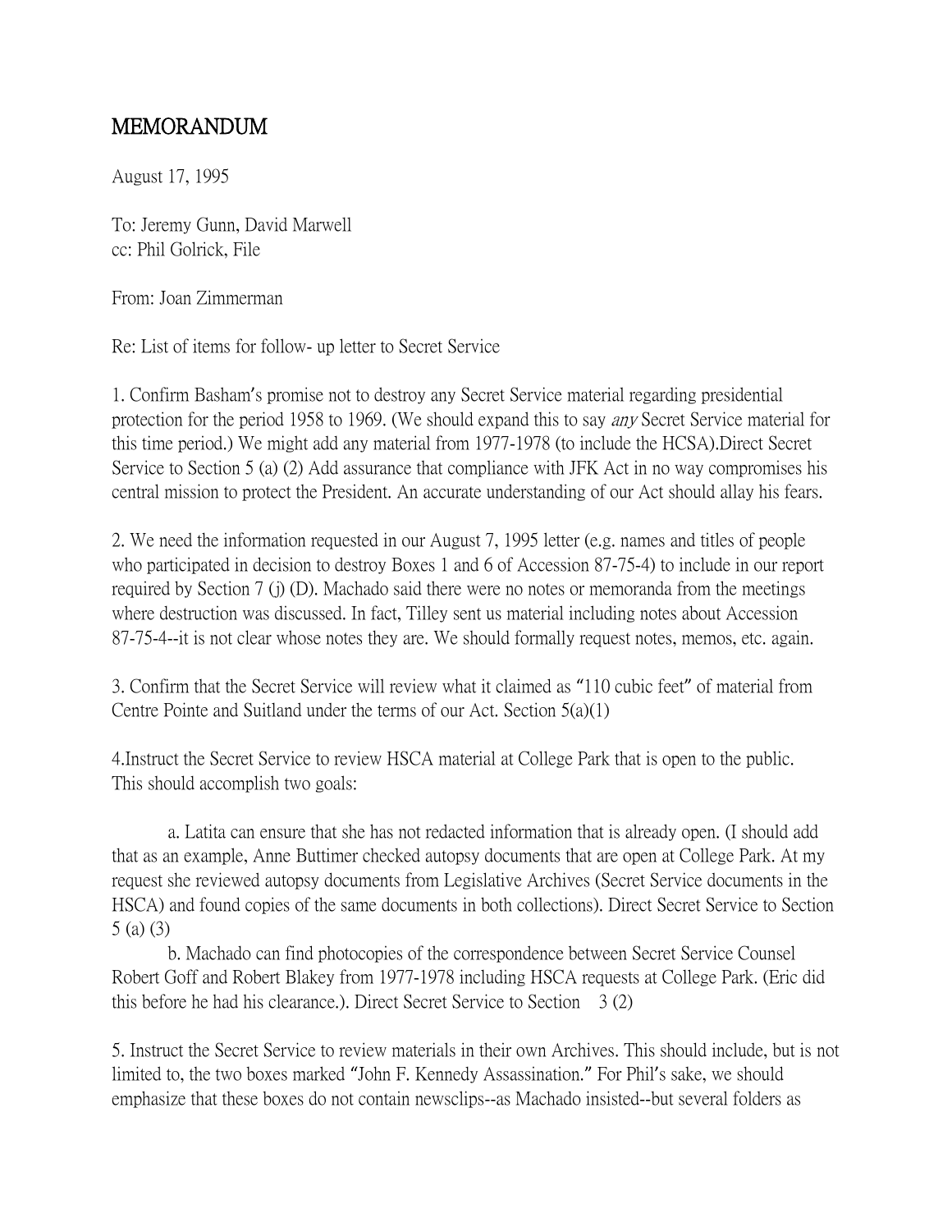# MEMORANDUM

August 17, 1995

To: Jeremy Gunn, David Marwell
cc: Phil Golrick, File

From: Joan Zimmerman

Re: List of items for follow- up letter to Secret Service

1. Confirm Basham's promise not to destroy any Secret Service material regarding presidential protection for the period 1958 to 1969. (We should expand this to say *any* Secret Service material for this time period.) We might add any material from 1977-1978 (to include the HCSA).Direct Secret Service to Section 5 (a) (2) Add assurance that compliance with JFK Act in no way compromises his central mission to protect the President. An accurate understanding of our Act should allay his fears.

2. We need the information requested in our August 7, 1995 letter (e.g. names and titles of people who participated in decision to destroy Boxes 1 and 6 of Accession 87-75-4) to include in our report required by Section 7 (j) (D). Machado said there were no notes or memoranda from the meetings where destruction was discussed. In fact, Tilley sent us material including notes about Accession 87-75-4--it is not clear whose notes they are. We should formally request notes, memos, etc. again.

3. Confirm that the Secret Service will review what it claimed as "110 cubic feet" of material from Centre Pointe and Suitland under the terms of our Act. Section 5(a)(1)

4.Instruct the Secret Service to review HSCA material at College Park that is open to the public. This should accomplish two goals:

a. Latita can ensure that she has not redacted information that is already open. (I should add that as an example, Anne Buttimer checked autopsy documents that are open at College Park. At my request she reviewed autopsy documents from Legislative Archives (Secret Service documents in the HSCA) and found copies of the same documents in both collections). Direct Secret Service to Section 5 (a) (3)

b. Machado can find photocopies of the correspondence between Secret Service Counsel Robert Goff and Robert Blakey from 1977-1978 including HSCA requests at College Park. (Eric did this before he had his clearance.). Direct Secret Service to Section 3 (2)

5. Instruct the Secret Service to review materials in their own Archives. This should include, but is not limited to, the two boxes marked "John F. Kennedy Assassination." For Phil's sake, we should emphasize that these boxes do not contain newsclips--as Machado insisted--but several folders as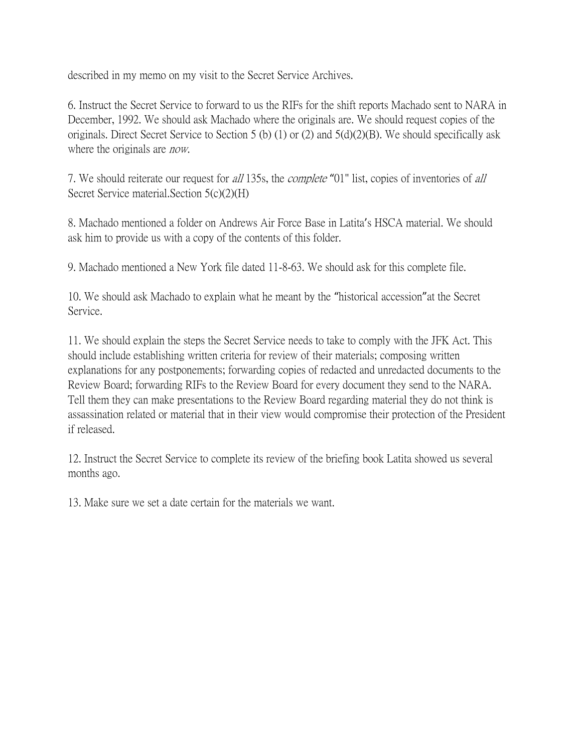described in my memo on my visit to the Secret Service Archives.

6. Instruct the Secret Service to forward to us the RIFs for the shift reports Machado sent to NARA in December, 1992. We should ask Machado where the originals are. We should request copies of the originals. Direct Secret Service to Section 5 (b) (1) or (2) and 5(d)(2)(B). We should specifically ask where the originals are *now*.

7. We should reiterate our request for *all* 135s, the *complete* "01" list, copies of inventories of *all* Secret Service material.Section 5(c)(2)(H)

8. Machado mentioned a folder on Andrews Air Force Base in Latita's HSCA material. We should ask him to provide us with a copy of the contents of this folder.

9. Machado mentioned a New York file dated 11-8-63. We should ask for this complete file.

10. We should ask Machado to explain what he meant by the "historical accession"at the Secret Service.

11. We should explain the steps the Secret Service needs to take to comply with the JFK Act. This should include establishing written criteria for review of their materials; composing written explanations for any postponements; forwarding copies of redacted and unredacted documents to the Review Board; forwarding RIFs to the Review Board for every document they send to the NARA. Tell them they can make presentations to the Review Board regarding material they do not think is assassination related or material that in their view would compromise their protection of the President if released.

12. Instruct the Secret Service to complete its review of the briefing book Latita showed us several months ago.

13. Make sure we set a date certain for the materials we want.